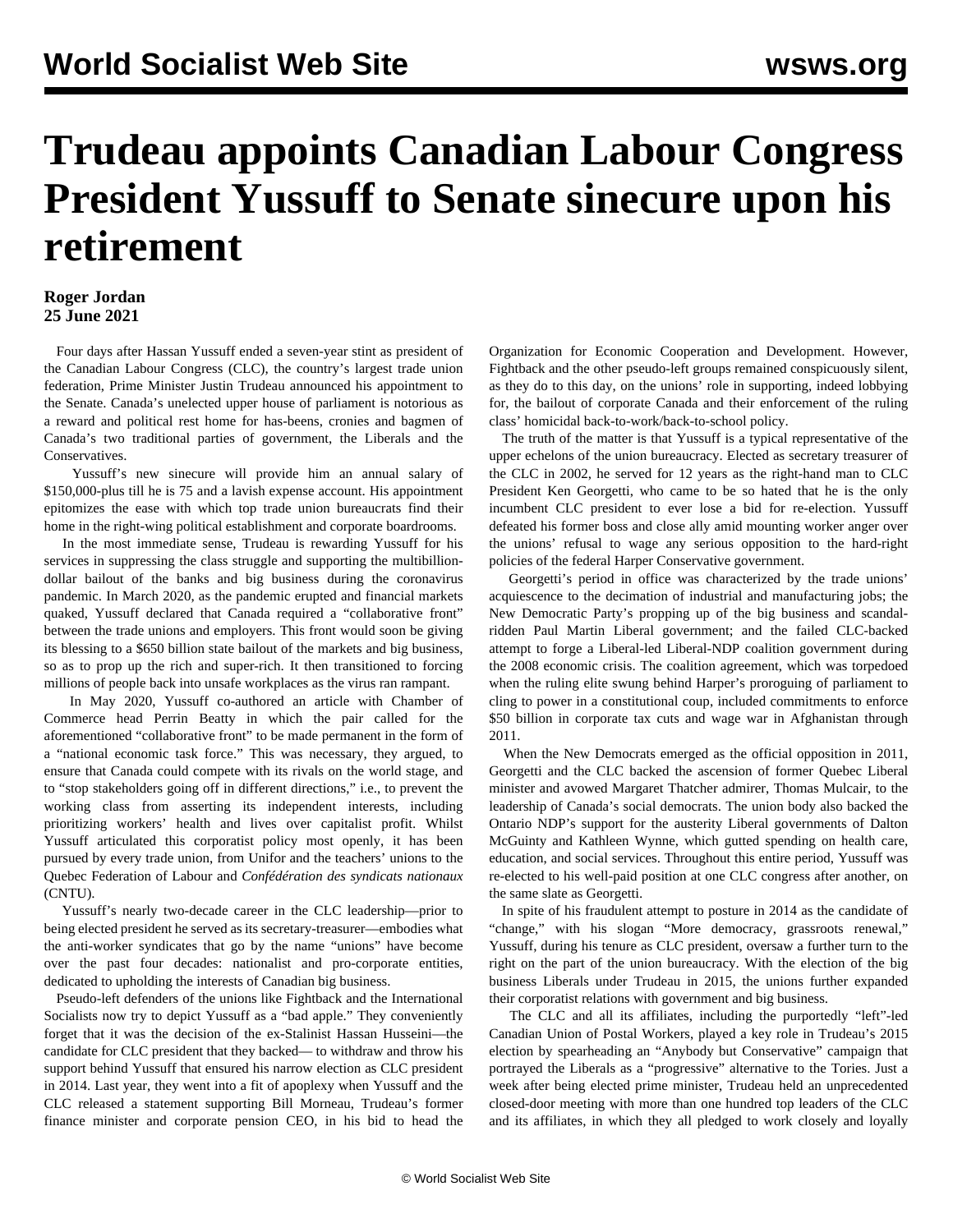# Trudeau appoints Canadian Labour Congress President Yussuff to Senate sinecure upon his retirement

**Roger Jordan**
**25 June 2021**

Four days after Hassan Yussuff ended a seven-year stint as president of the Canadian Labour Congress (CLC), the country's largest trade union federation, Prime Minister Justin Trudeau announced his appointment to the Senate. Canada's unelected upper house of parliament is notorious as a reward and political rest home for has-beens, cronies and bagmen of Canada's two traditional parties of government, the Liberals and the Conservatives.

Yussuff's new sinecure will provide him an annual salary of $150,000-plus till he is 75 and a lavish expense account. His appointment epitomizes the ease with which top trade union bureaucrats find their home in the right-wing political establishment and corporate boardrooms.

In the most immediate sense, Trudeau is rewarding Yussuff for his services in suppressing the class struggle and supporting the multibillion-dollar bailout of the banks and big business during the coronavirus pandemic. In March 2020, as the pandemic erupted and financial markets quaked, Yussuff declared that Canada required a "collaborative front" between the trade unions and employers. This front would soon be giving its blessing to a $650 billion state bailout of the markets and big business, so as to prop up the rich and super-rich. It then transitioned to forcing millions of people back into unsafe workplaces as the virus ran rampant.

In May 2020, Yussuff co-authored an article with Chamber of Commerce head Perrin Beatty in which the pair called for the aforementioned "collaborative front" to be made permanent in the form of a "national economic task force." This was necessary, they argued, to ensure that Canada could compete with its rivals on the world stage, and to "stop stakeholders going off in different directions," i.e., to prevent the working class from asserting its independent interests, including prioritizing workers' health and lives over capitalist profit. Whilst Yussuff articulated this corporatist policy most openly, it has been pursued by every trade union, from Unifor and the teachers' unions to the Quebec Federation of Labour and *Confédération des syndicats nationaux* (CNTU).

Yussuff's nearly two-decade career in the CLC leadership—prior to being elected president he served as its secretary-treasurer—embodies what the anti-worker syndicates that go by the name "unions" have become over the past four decades: nationalist and pro-corporate entities, dedicated to upholding the interests of Canadian big business.

Pseudo-left defenders of the unions like Fightback and the International Socialists now try to depict Yussuff as a "bad apple." They conveniently forget that it was the decision of the ex-Stalinist Hassan Husseini—the candidate for CLC president that they backed— to withdraw and throw his support behind Yussuff that ensured his narrow election as CLC president in 2014. Last year, they went into a fit of apoplexy when Yussuff and the CLC released a statement supporting Bill Morneau, Trudeau's former finance minister and corporate pension CEO, in his bid to head the Organization for Economic Cooperation and Development. However, Fightback and the other pseudo-left groups remained conspicuously silent, as they do to this day, on the unions' role in supporting, indeed lobbying for, the bailout of corporate Canada and their enforcement of the ruling class' homicidal back-to-work/back-to-school policy.

The truth of the matter is that Yussuff is a typical representative of the upper echelons of the union bureaucracy. Elected as secretary treasurer of the CLC in 2002, he served for 12 years as the right-hand man to CLC President Ken Georgetti, who came to be so hated that he is the only incumbent CLC president to ever lose a bid for re-election. Yussuff defeated his former boss and close ally amid mounting worker anger over the unions' refusal to wage any serious opposition to the hard-right policies of the federal Harper Conservative government.

Georgetti's period in office was characterized by the trade unions' acquiescence to the decimation of industrial and manufacturing jobs; the New Democratic Party's propping up of the big business and scandal-ridden Paul Martin Liberal government; and the failed CLC-backed attempt to forge a Liberal-led Liberal-NDP coalition government during the 2008 economic crisis. The coalition agreement, which was torpedoed when the ruling elite swung behind Harper's proroguing of parliament to cling to power in a constitutional coup, included commitments to enforce $50 billion in corporate tax cuts and wage war in Afghanistan through 2011.

When the New Democrats emerged as the official opposition in 2011, Georgetti and the CLC backed the ascension of former Quebec Liberal minister and avowed Margaret Thatcher admirer, Thomas Mulcair, to the leadership of Canada's social democrats. The union body also backed the Ontario NDP's support for the austerity Liberal governments of Dalton McGuinty and Kathleen Wynne, which gutted spending on health care, education, and social services. Throughout this entire period, Yussuff was re-elected to his well-paid position at one CLC congress after another, on the same slate as Georgetti.

In spite of his fraudulent attempt to posture in 2014 as the candidate of "change," with his slogan "More democracy, grassroots renewal," Yussuff, during his tenure as CLC president, oversaw a further turn to the right on the part of the union bureaucracy. With the election of the big business Liberals under Trudeau in 2015, the unions further expanded their corporatist relations with government and big business.

The CLC and all its affiliates, including the purportedly "left"-led Canadian Union of Postal Workers, played a key role in Trudeau's 2015 election by spearheading an "Anybody but Conservative" campaign that portrayed the Liberals as a "progressive" alternative to the Tories. Just a week after being elected prime minister, Trudeau held an unprecedented closed-door meeting with more than one hundred top leaders of the CLC and its affiliates, in which they all pledged to work closely and loyally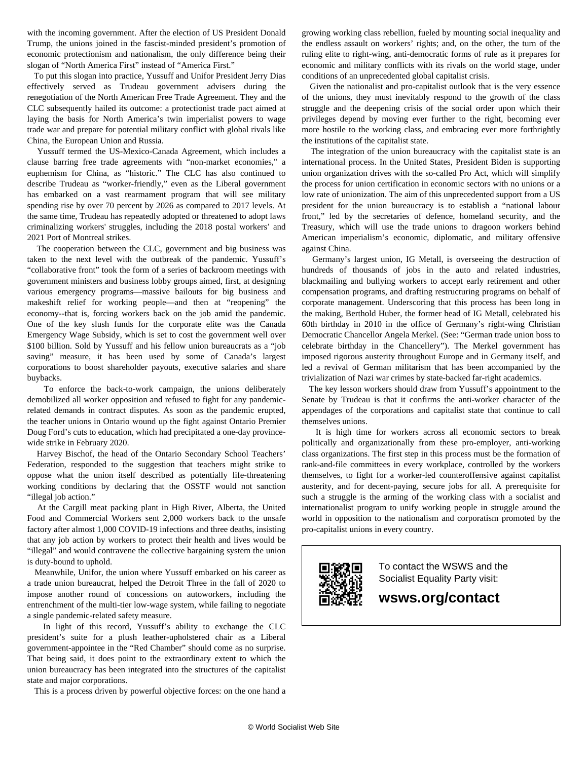with the incoming government. After the election of US President Donald Trump, the unions joined in the fascist-minded president's promotion of economic protectionism and nationalism, the only difference being their slogan of "North America First" instead of "America First."

To put this slogan into practice, Yussuff and Unifor President Jerry Dias effectively served as Trudeau government advisers during the renegotiation of the North American Free Trade Agreement. They and the CLC subsequently hailed its outcome: a protectionist trade pact aimed at laying the basis for North America's twin imperialist powers to wage trade war and prepare for potential military conflict with global rivals like China, the European Union and Russia.

Yussuff termed the US-Mexico-Canada Agreement, which includes a clause barring free trade agreements with "non-market economies," a euphemism for China, as "historic." The CLC has also continued to describe Trudeau as "worker-friendly," even as the Liberal government has embarked on a vast rearmament program that will see military spending rise by over 70 percent by 2026 as compared to 2017 levels. At the same time, Trudeau has repeatedly adopted or threatened to adopt laws criminalizing workers' struggles, including the 2018 postal workers' and 2021 Port of Montreal strikes.

The cooperation between the CLC, government and big business was taken to the next level with the outbreak of the pandemic. Yussuff's "collaborative front" took the form of a series of backroom meetings with government ministers and business lobby groups aimed, first, at designing various emergency programs—massive bailouts for big business and makeshift relief for working people—and then at "reopening" the economy--that is, forcing workers back on the job amid the pandemic. One of the key slush funds for the corporate elite was the Canada Emergency Wage Subsidy, which is set to cost the government well over $100 billion. Sold by Yussuff and his fellow union bureaucrats as a "job saving" measure, it has been used by some of Canada's largest corporations to boost shareholder payouts, executive salaries and share buybacks.

To enforce the back-to-work campaign, the unions deliberately demobilized all worker opposition and refused to fight for any pandemic-related demands in contract disputes. As soon as the pandemic erupted, the teacher unions in Ontario wound up the fight against Ontario Premier Doug Ford's cuts to education, which had precipitated a one-day province-wide strike in February 2020.

Harvey Bischof, the head of the Ontario Secondary School Teachers' Federation, responded to the suggestion that teachers might strike to oppose what the union itself described as potentially life-threatening working conditions by declaring that the OSSTF would not sanction "illegal job action."

At the Cargill meat packing plant in High River, Alberta, the United Food and Commercial Workers sent 2,000 workers back to the unsafe factory after almost 1,000 COVID-19 infections and three deaths, insisting that any job action by workers to protect their health and lives would be "illegal" and would contravene the collective bargaining system the union is duty-bound to uphold.

Meanwhile, Unifor, the union where Yussuff embarked on his career as a trade union bureaucrat, helped the Detroit Three in the fall of 2020 to impose another round of concessions on autoworkers, including the entrenchment of the multi-tier low-wage system, while failing to negotiate a single pandemic-related safety measure.

In light of this record, Yussuff's ability to exchange the CLC president's suite for a plush leather-upholstered chair as a Liberal government-appointee in the "Red Chamber" should come as no surprise. That being said, it does point to the extraordinary extent to which the union bureaucracy has been integrated into the structures of the capitalist state and major corporations.

This is a process driven by powerful objective forces: on the one hand a growing working class rebellion, fueled by mounting social inequality and the endless assault on workers' rights; and, on the other, the turn of the ruling elite to right-wing, anti-democratic forms of rule as it prepares for economic and military conflicts with its rivals on the world stage, under conditions of an unprecedented global capitalist crisis.

Given the nationalist and pro-capitalist outlook that is the very essence of the unions, they must inevitably respond to the growth of the class struggle and the deepening crisis of the social order upon which their privileges depend by moving ever further to the right, becoming ever more hostile to the working class, and embracing ever more forthrightly the institutions of the capitalist state.

The integration of the union bureaucracy with the capitalist state is an international process. In the United States, President Biden is supporting union organization drives with the so-called Pro Act, which will simplify the process for union certification in economic sectors with no unions or a low rate of unionization. The aim of this unprecedented support from a US president for the union bureaucracy is to establish a "national labour front," led by the secretaries of defence, homeland security, and the Treasury, which will use the trade unions to dragoon workers behind American imperialism's economic, diplomatic, and military offensive against China.

Germany's largest union, IG Metall, is overseeing the destruction of hundreds of thousands of jobs in the auto and related industries, blackmailing and bullying workers to accept early retirement and other compensation programs, and drafting restructuring programs on behalf of corporate management. Underscoring that this process has been long in the making, Berthold Huber, the former head of IG Metall, celebrated his 60th birthday in 2010 in the office of Germany's right-wing Christian Democratic Chancellor Angela Merkel. (See: "German trade union boss to celebrate birthday in the Chancellery"). The Merkel government has imposed rigorous austerity throughout Europe and in Germany itself, and led a revival of German militarism that has been accompanied by the trivialization of Nazi war crimes by state-backed far-right academics.

The key lesson workers should draw from Yussuff's appointment to the Senate by Trudeau is that it confirms the anti-worker character of the appendages of the corporations and capitalist state that continue to call themselves unions.

It is high time for workers across all economic sectors to break politically and organizationally from these pro-employer, anti-working class organizations. The first step in this process must be the formation of rank-and-file committees in every workplace, controlled by the workers themselves, to fight for a worker-led counteroffensive against capitalist austerity, and for decent-paying, secure jobs for all. A prerequisite for such a struggle is the arming of the working class with a socialist and internationalist program to unify working people in struggle around the world in opposition to the nationalism and corporatism promoted by the pro-capitalist unions in every country.

To contact the WSWS and the Socialist Equality Party visit:

**wsws.org/contact**